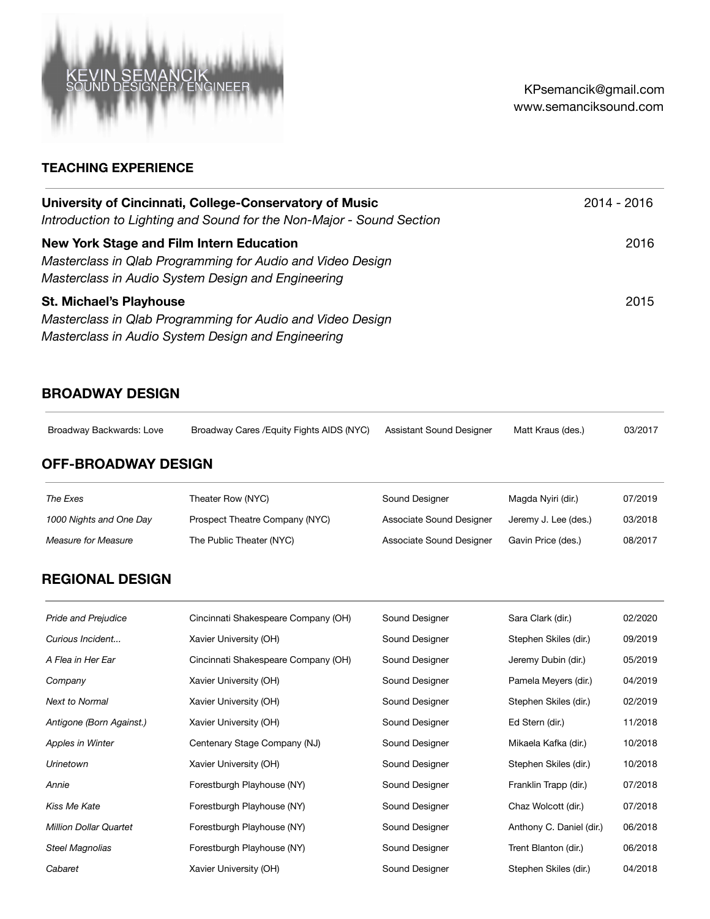# KEVIN SEMANCIK
SOUND DESIGNER / ENGINEER

KPsemancik@gmail.com
www.semanciksound.com

## TEACHING EXPERIENCE

**University of Cincinnati, College-Conservatory of Music** — 2014 - 2016
*Introduction to Lighting and Sound for the Non-Major - Sound Section*

**New York Stage and Film Intern Education** — 2016
*Masterclass in Qlab Programming for Audio and Video Design*
*Masterclass in Audio System Design and Engineering*

**St. Michael's Playhouse** — 2015
*Masterclass in Qlab Programming for Audio and Video Design*
*Masterclass in Audio System Design and Engineering*

## BROADWAY DESIGN

| | | | | |
|---|---|---|---|---|
| Broadway Backwards: Love | Broadway Cares /Equity Fights AIDS (NYC) | Assistant Sound Designer | Matt Kraus (des.) | 03/2017 |

## OFF-BROADWAY DESIGN

| | | | | |
|---|---|---|---|---|
| *The Exes* | Theater Row (NYC) | Sound Designer | Magda Nyiri (dir.) | 07/2019 |
| *1000 Nights and One Day* | Prospect Theatre Company (NYC) | Associate Sound Designer | Jeremy J. Lee (des.) | 03/2018 |
| *Measure for Measure* | The Public Theater (NYC) | Associate Sound Designer | Gavin Price (des.) | 08/2017 |

## REGIONAL DESIGN

| | | | | |
|---|---|---|---|---|
| *Pride and Prejudice* | Cincinnati Shakespeare Company (OH) | Sound Designer | Sara Clark (dir.) | 02/2020 |
| *Curious Incident...* | Xavier University (OH) | Sound Designer | Stephen Skiles (dir.) | 09/2019 |
| *A Flea in Her Ear* | Cincinnati Shakespeare Company (OH) | Sound Designer | Jeremy Dubin (dir.) | 05/2019 |
| *Company* | Xavier University (OH) | Sound Designer | Pamela Meyers (dir.) | 04/2019 |
| *Next to Normal* | Xavier University (OH) | Sound Designer | Stephen Skiles (dir.) | 02/2019 |
| *Antigone (Born Against.)* | Xavier University (OH) | Sound Designer | Ed Stern (dir.) | 11/2018 |
| *Apples in Winter* | Centenary Stage Company (NJ) | Sound Designer | Mikaela Kafka (dir.) | 10/2018 |
| *Urinetown* | Xavier University (OH) | Sound Designer | Stephen Skiles (dir.) | 10/2018 |
| *Annie* | Forestburgh Playhouse (NY) | Sound Designer | Franklin Trapp (dir.) | 07/2018 |
| *Kiss Me Kate* | Forestburgh Playhouse (NY) | Sound Designer | Chaz Wolcott (dir.) | 07/2018 |
| *Million Dollar Quartet* | Forestburgh Playhouse (NY) | Sound Designer | Anthony C. Daniel (dir.) | 06/2018 |
| *Steel Magnolias* | Forestburgh Playhouse (NY) | Sound Designer | Trent Blanton (dir.) | 06/2018 |
| *Cabaret* | Xavier University (OH) | Sound Designer | Stephen Skiles (dir.) | 04/2018 |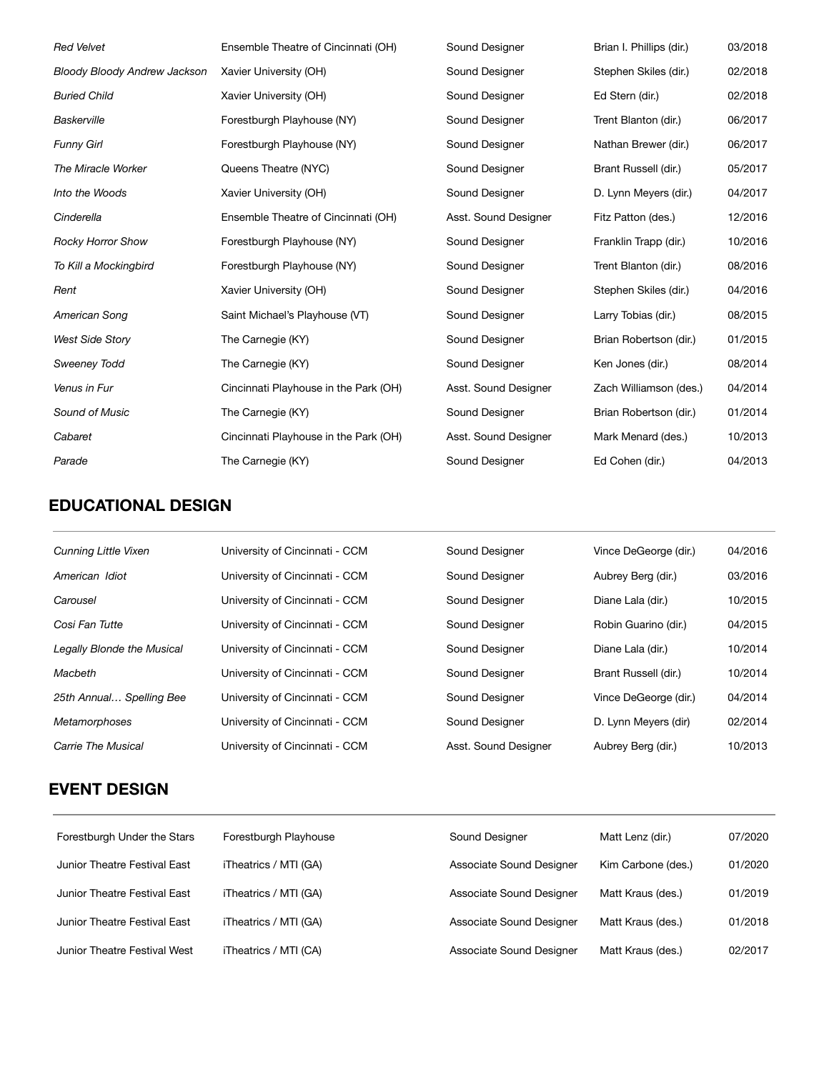| | | | | |
|---|---|---|---|---|
| *Red Velvet* | Ensemble Theatre of Cincinnati (OH) | Sound Designer | Brian I. Phillips (dir.) | 03/2018 |
| *Bloody Bloody Andrew Jackson* | Xavier University (OH) | Sound Designer | Stephen Skiles (dir.) | 02/2018 |
| *Buried Child* | Xavier University (OH) | Sound Designer | Ed Stern (dir.) | 02/2018 |
| *Baskerville* | Forestburgh Playhouse (NY) | Sound Designer | Trent Blanton (dir.) | 06/2017 |
| *Funny Girl* | Forestburgh Playhouse (NY) | Sound Designer | Nathan Brewer (dir.) | 06/2017 |
| *The Miracle Worker* | Queens Theatre (NYC) | Sound Designer | Brant Russell (dir.) | 05/2017 |
| *Into the Woods* | Xavier University (OH) | Sound Designer | D. Lynn Meyers (dir.) | 04/2017 |
| *Cinderella* | Ensemble Theatre of Cincinnati (OH) | Asst. Sound Designer | Fitz Patton (des.) | 12/2016 |
| *Rocky Horror Show* | Forestburgh Playhouse (NY) | Sound Designer | Franklin Trapp (dir.) | 10/2016 |
| *To Kill a Mockingbird* | Forestburgh Playhouse (NY) | Sound Designer | Trent Blanton (dir.) | 08/2016 |
| *Rent* | Xavier University (OH) | Sound Designer | Stephen Skiles (dir.) | 04/2016 |
| *American Song* | Saint Michael's Playhouse (VT) | Sound Designer | Larry Tobias (dir.) | 08/2015 |
| *West Side Story* | The Carnegie (KY) | Sound Designer | Brian Robertson (dir.) | 01/2015 |
| *Sweeney Todd* | The Carnegie (KY) | Sound Designer | Ken Jones (dir.) | 08/2014 |
| *Venus in Fur* | Cincinnati Playhouse in the Park (OH) | Asst. Sound Designer | Zach Williamson (des.) | 04/2014 |
| *Sound of Music* | The Carnegie (KY) | Sound Designer | Brian Robertson (dir.) | 01/2014 |
| *Cabaret* | Cincinnati Playhouse in the Park (OH) | Asst. Sound Designer | Mark Menard (des.) | 10/2013 |
| *Parade* | The Carnegie (KY) | Sound Designer | Ed Cohen (dir.) | 04/2013 |

## EDUCATIONAL DESIGN

| | | | | |
|---|---|---|---|---|
| *Cunning Little Vixen* | University of Cincinnati - CCM | Sound Designer | Vince DeGeorge (dir.) | 04/2016 |
| *American Idiot* | University of Cincinnati - CCM | Sound Designer | Aubrey Berg (dir.) | 03/2016 |
| *Carousel* | University of Cincinnati - CCM | Sound Designer | Diane Lala (dir.) | 10/2015 |
| *Cosi Fan Tutte* | University of Cincinnati - CCM | Sound Designer | Robin Guarino (dir.) | 04/2015 |
| *Legally Blonde the Musical* | University of Cincinnati - CCM | Sound Designer | Diane Lala (dir.) | 10/2014 |
| *Macbeth* | University of Cincinnati - CCM | Sound Designer | Brant Russell (dir.) | 10/2014 |
| *25th Annual… Spelling Bee* | University of Cincinnati - CCM | Sound Designer | Vince DeGeorge (dir.) | 04/2014 |
| *Metamorphoses* | University of Cincinnati - CCM | Sound Designer | D. Lynn Meyers (dir) | 02/2014 |
| *Carrie The Musical* | University of Cincinnati - CCM | Asst. Sound Designer | Aubrey Berg (dir.) | 10/2013 |

## EVENT DESIGN

| | | | | |
|---|---|---|---|---|
| Forestburgh Under the Stars | Forestburgh Playhouse | Sound Designer | Matt Lenz (dir.) | 07/2020 |
| Junior Theatre Festival East | iTheatrics / MTI (GA) | Associate Sound Designer | Kim Carbone (des.) | 01/2020 |
| Junior Theatre Festival East | iTheatrics / MTI (GA) | Associate Sound Designer | Matt Kraus (des.) | 01/2019 |
| Junior Theatre Festival East | iTheatrics / MTI (GA) | Associate Sound Designer | Matt Kraus (des.) | 01/2018 |
| Junior Theatre Festival West | iTheatrics / MTI (CA) | Associate Sound Designer | Matt Kraus (des.) | 02/2017 |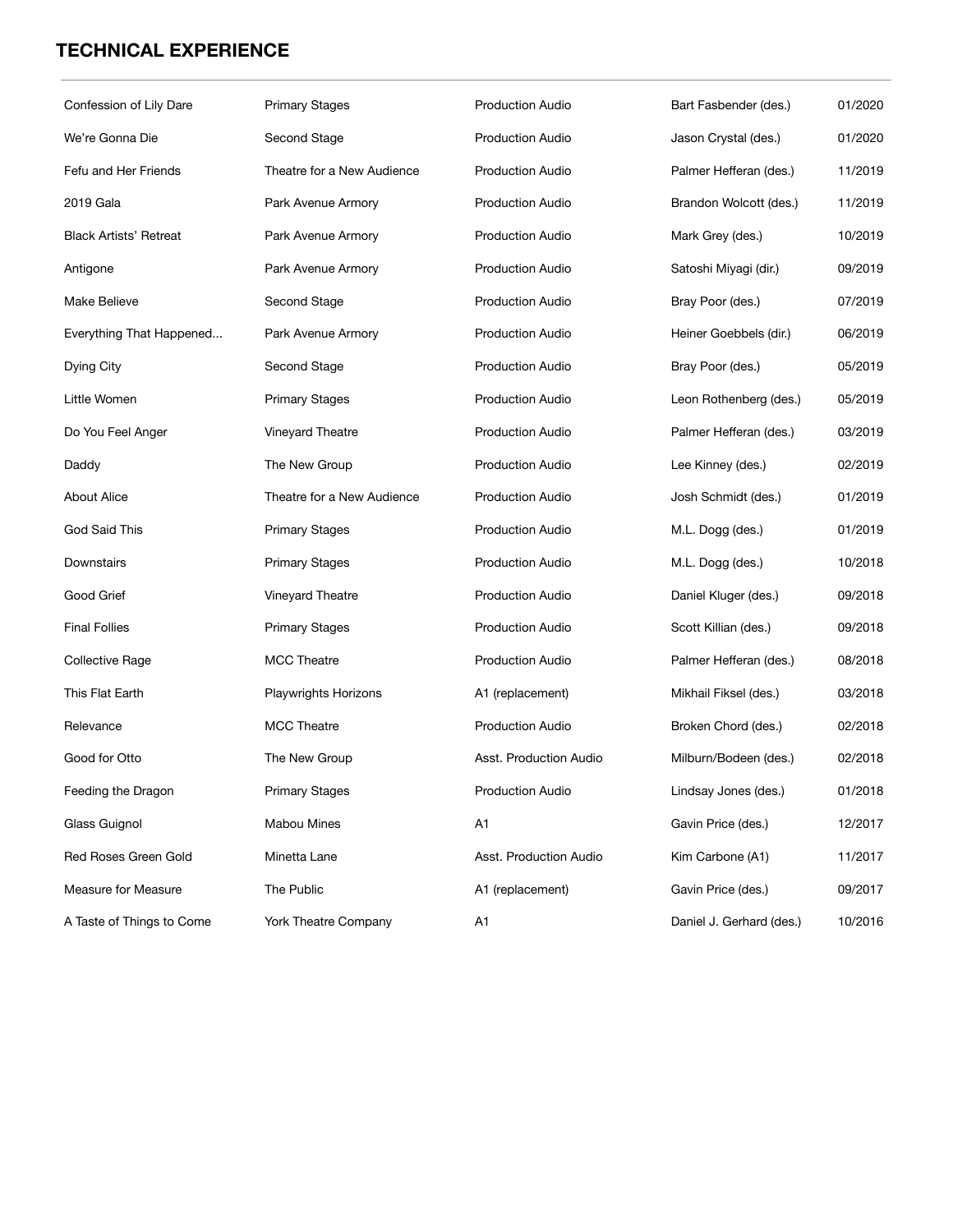## TECHNICAL EXPERIENCE

| | | | | |
|---|---|---|---|---|
| Confession of Lily Dare | Primary Stages | Production Audio | Bart Fasbender (des.) | 01/2020 |
| We're Gonna Die | Second Stage | Production Audio | Jason Crystal (des.) | 01/2020 |
| Fefu and Her Friends | Theatre for a New Audience | Production Audio | Palmer Hefferan (des.) | 11/2019 |
| 2019 Gala | Park Avenue Armory | Production Audio | Brandon Wolcott (des.) | 11/2019 |
| Black Artists' Retreat | Park Avenue Armory | Production Audio | Mark Grey (des.) | 10/2019 |
| Antigone | Park Avenue Armory | Production Audio | Satoshi Miyagi (dir.) | 09/2019 |
| Make Believe | Second Stage | Production Audio | Bray Poor (des.) | 07/2019 |
| Everything That Happened... | Park Avenue Armory | Production Audio | Heiner Goebbels (dir.) | 06/2019 |
| Dying City | Second Stage | Production Audio | Bray Poor (des.) | 05/2019 |
| Little Women | Primary Stages | Production Audio | Leon Rothenberg (des.) | 05/2019 |
| Do You Feel Anger | Vineyard Theatre | Production Audio | Palmer Hefferan (des.) | 03/2019 |
| Daddy | The New Group | Production Audio | Lee Kinney (des.) | 02/2019 |
| About Alice | Theatre for a New Audience | Production Audio | Josh Schmidt (des.) | 01/2019 |
| God Said This | Primary Stages | Production Audio | M.L. Dogg (des.) | 01/2019 |
| Downstairs | Primary Stages | Production Audio | M.L. Dogg (des.) | 10/2018 |
| Good Grief | Vineyard Theatre | Production Audio | Daniel Kluger (des.) | 09/2018 |
| Final Follies | Primary Stages | Production Audio | Scott Killian (des.) | 09/2018 |
| Collective Rage | MCC Theatre | Production Audio | Palmer Hefferan (des.) | 08/2018 |
| This Flat Earth | Playwrights Horizons | A1 (replacement) | Mikhail Fiksel (des.) | 03/2018 |
| Relevance | MCC Theatre | Production Audio | Broken Chord (des.) | 02/2018 |
| Good for Otto | The New Group | Asst. Production Audio | Milburn/Bodeen (des.) | 02/2018 |
| Feeding the Dragon | Primary Stages | Production Audio | Lindsay Jones (des.) | 01/2018 |
| Glass Guignol | Mabou Mines | A1 | Gavin Price (des.) | 12/2017 |
| Red Roses Green Gold | Minetta Lane | Asst. Production Audio | Kim Carbone (A1) | 11/2017 |
| Measure for Measure | The Public | A1 (replacement) | Gavin Price (des.) | 09/2017 |
| A Taste of Things to Come | York Theatre Company | A1 | Daniel J. Gerhard (des.) | 10/2016 |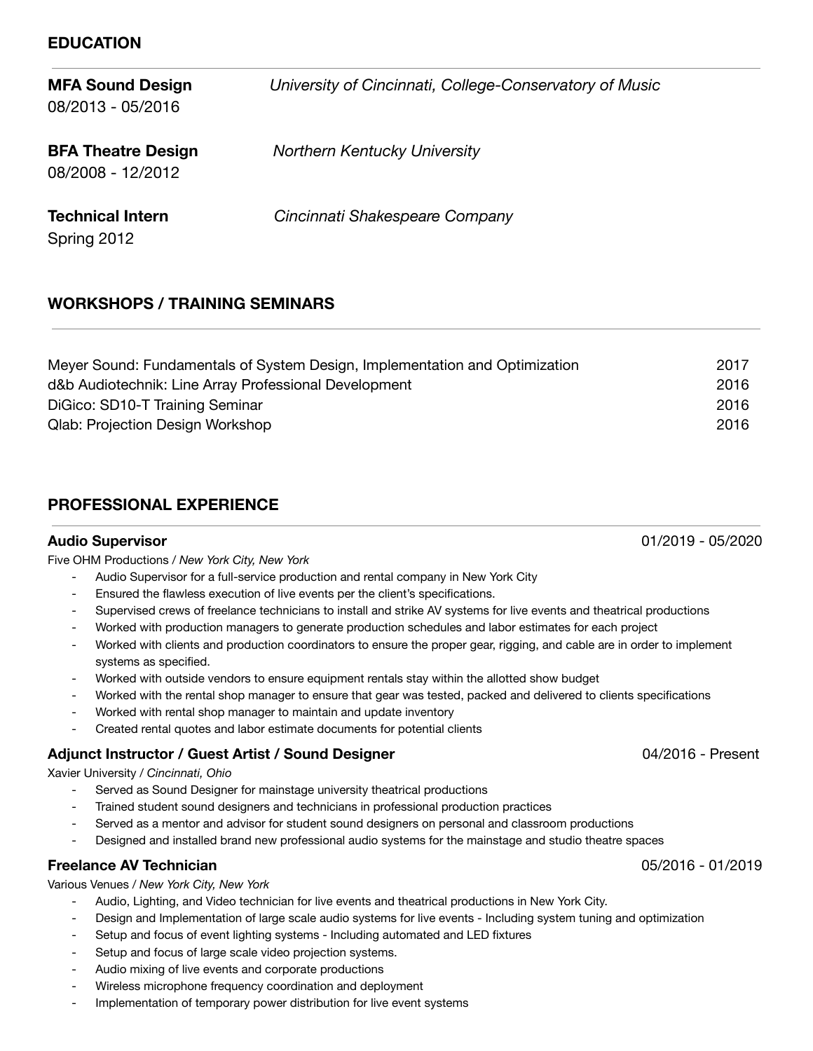## EDUCATION

**MFA Sound Design** — *University of Cincinnati, College-Conservatory of Music*
08/2013 - 05/2016

**BFA Theatre Design** — *Northern Kentucky University*
08/2008 - 12/2012

**Technical Intern** — *Cincinnati Shakespeare Company*
Spring 2012

## WORKSHOPS / TRAINING SEMINARS

| | |
|---|---|
| Meyer Sound: Fundamentals of System Design, Implementation and Optimization | 2017 |
| d&b Audiotechnik: Line Array Professional Development | 2016 |
| DiGico: SD10-T Training Seminar | 2016 |
| Qlab: Projection Design Workshop | 2016 |

## PROFESSIONAL EXPERIENCE

### Audio Supervisor — 01/2019 - 05/2020

Five OHM Productions / *New York City, New York*

- Audio Supervisor for a full-service production and rental company in New York City
- Ensured the flawless execution of live events per the client's specifications.
- Supervised crews of freelance technicians to install and strike AV systems for live events and theatrical productions
- Worked with production managers to generate production schedules and labor estimates for each project
- Worked with clients and production coordinators to ensure the proper gear, rigging, and cable are in order to implement systems as specified.
- Worked with outside vendors to ensure equipment rentals stay within the allotted show budget
- Worked with the rental shop manager to ensure that gear was tested, packed and delivered to clients specifications
- Worked with rental shop manager to maintain and update inventory
- Created rental quotes and labor estimate documents for potential clients

### Adjunct Instructor / Guest Artist / Sound Designer — 04/2016 - Present

Xavier University / *Cincinnati, Ohio*

- Served as Sound Designer for mainstage university theatrical productions
- Trained student sound designers and technicians in professional production practices
- Served as a mentor and advisor for student sound designers on personal and classroom productions
- Designed and installed brand new professional audio systems for the mainstage and studio theatre spaces

### Freelance AV Technician — 05/2016 - 01/2019

Various Venues / *New York City, New York*

- Audio, Lighting, and Video technician for live events and theatrical productions in New York City.
- Design and Implementation of large scale audio systems for live events - Including system tuning and optimization
- Setup and focus of event lighting systems - Including automated and LED fixtures
- Setup and focus of large scale video projection systems.
- Audio mixing of live events and corporate productions
- Wireless microphone frequency coordination and deployment
- Implementation of temporary power distribution for live event systems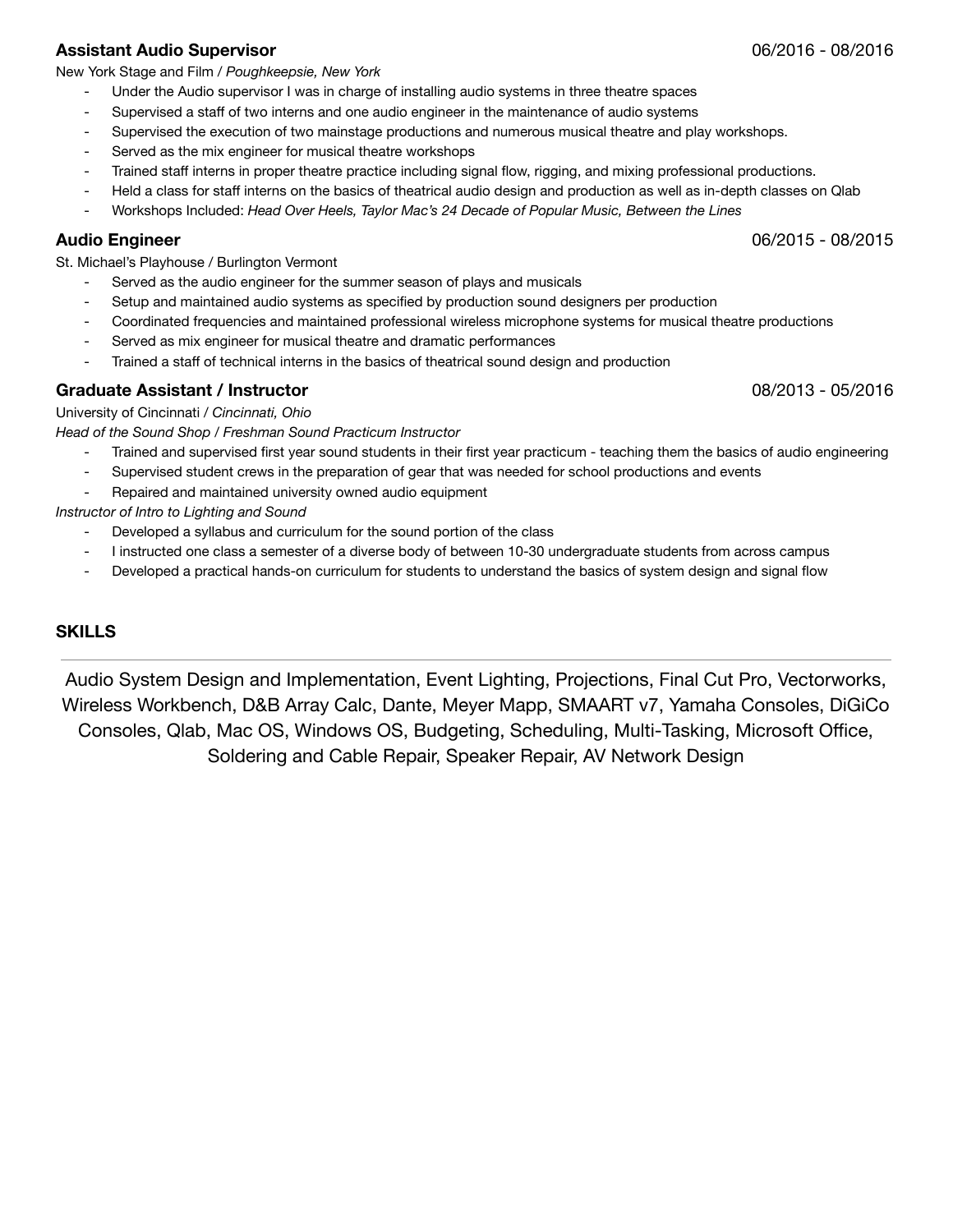### Assistant Audio Supervisor 06/2016 - 08/2016

New York Stage and Film / *Poughkeepsie, New York*

- Under the Audio supervisor I was in charge of installing audio systems in three theatre spaces
- Supervised a staff of two interns and one audio engineer in the maintenance of audio systems
- Supervised the execution of two mainstage productions and numerous musical theatre and play workshops.
- Served as the mix engineer for musical theatre workshops
- Trained staff interns in proper theatre practice including signal flow, rigging, and mixing professional productions.
- Held a class for staff interns on the basics of theatrical audio design and production as well as in-depth classes on Qlab
- Workshops Included: *Head Over Heels, Taylor Mac's 24 Decade of Popular Music, Between the Lines*

### Audio Engineer 06/2015 - 08/2015

St. Michael's Playhouse / Burlington Vermont

- Served as the audio engineer for the summer season of plays and musicals
- Setup and maintained audio systems as specified by production sound designers per production
- Coordinated frequencies and maintained professional wireless microphone systems for musical theatre productions
- Served as mix engineer for musical theatre and dramatic performances
- Trained a staff of technical interns in the basics of theatrical sound design and production

### Graduate Assistant / Instructor 08/2013 - 05/2016

University of Cincinnati / *Cincinnati, Ohio*

*Head of the Sound Shop / Freshman Sound Practicum Instructor*

- Trained and supervised first year sound students in their first year practicum - teaching them the basics of audio engineering
- Supervised student crews in the preparation of gear that was needed for school productions and events
- Repaired and maintained university owned audio equipment

*Instructor of Intro to Lighting and Sound*

- Developed a syllabus and curriculum for the sound portion of the class
- I instructed one class a semester of a diverse body of between 10-30 undergraduate students from across campus
- Developed a practical hands-on curriculum for students to understand the basics of system design and signal flow

## SKILLS

Audio System Design and Implementation, Event Lighting, Projections, Final Cut Pro, Vectorworks, Wireless Workbench, D&B Array Calc, Dante, Meyer Mapp, SMAART v7, Yamaha Consoles, DiGiCo Consoles, Qlab, Mac OS, Windows OS, Budgeting, Scheduling, Multi-Tasking, Microsoft Office, Soldering and Cable Repair, Speaker Repair, AV Network Design